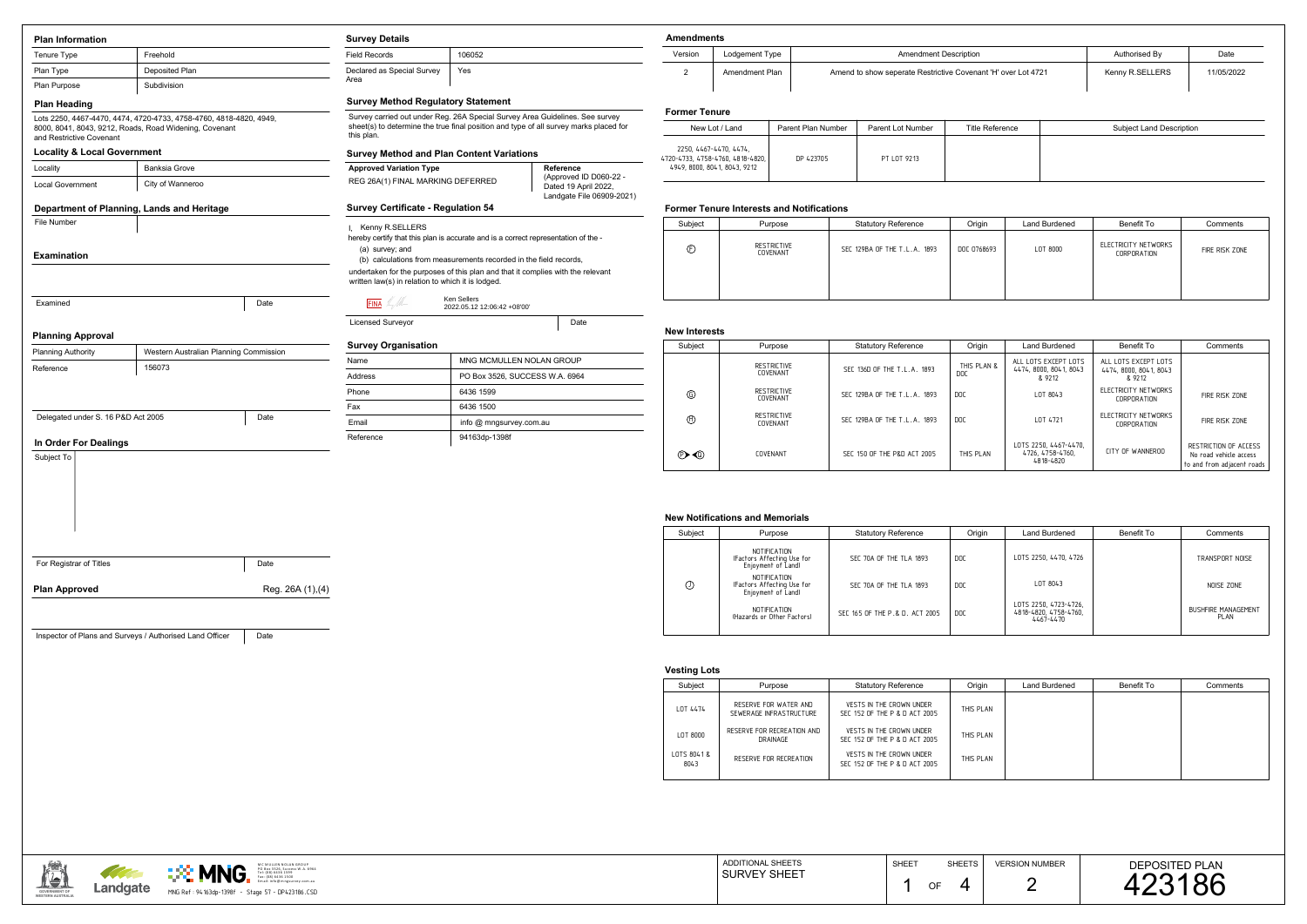## Plan Information

| Tenure Type | Freehold |
|---|---|
| Plan Type | Deposited Plan |
| Plan Purpose | Subdivision |

### Plan Heading

Lots 2250, 4467-4470, 4474, 4720-4733, 4758-4760, 4818-4820, 4949, 8000, 8041, 8043, 9212, Roads, Road Widening, Covenant and Restrictive Covenant

### Locality & Local Government

| Locality | Banksia Grove |
|---|---|
| Local Government | City of Wanneroo |

### Department of Planning, Lands and Heritage

| File Number | |
|---|---|

### Examination

| Examined | Date |
|---|---|

### Planning Approval

| Planning Authority | Western Australian Planning Commission |
|---|---|
| Reference | 156073 |

| Delegated under S. 16 P&D Act 2005 | Date |
|---|---|

### In Order For Dealings

Subject To

| For Registrar of Titles | Date |
|---|---|

**Plan Approved** Reg. 26A (1),(4)

| Inspector of Plans and Surveys / Authorised Land Officer | Date |
|---|---|

## Survey Details

| Field Records | 106052 |
|---|---|
| Declared as Special Survey Area | Yes |

### Survey Method Regulatory Statement

Survey carried out under Reg. 26A Special Survey Area Guidelines. See survey sheet(s) to determine the true final position and type of all survey marks placed for this plan.

### Survey Method and Plan Content Variations

| Approved Variation Type | Reference |
|---|---|
| REG 26A(1) FINAL MARKING DEFERRED | (Approved ID D060-22 - Dated 19 April 2022, Landgate File 06909-2021) |

### Survey Certificate - Regulation 54

I, Kenny R.SELLERS

hereby certify that this plan is accurate and is a correct representation of the -

(a) survey; and

(b) calculations from measurements recorded in the field records,

undertaken for the purposes of this plan and that it complies with the relevant written law(s) in relation to which it is lodged.

Ken Sellers
2022.05.12 12:06:42 +08'00'

| Licensed Surveyor | Date |
|---|---|

### Survey Organisation

| Name | MNG MCMULLEN NOLAN GROUP |
|---|---|
| Address | PO Box 3526, SUCCESS W.A. 6964 |
| Phone | 6436 1599 |
| Fax | 6436 1500 |
| Email | info @ mngsurvey.com.au |
| Reference | 94163dp-1398f |

## Amendments

| Version | Lodgement Type | Amendment Description | Authorised By | Date |
|---|---|---|---|---|
| 2 | Amendment Plan | Amend to show seperate Restrictive Covenant 'H' over Lot 4721 | Kenny R.SELLERS | 11/05/2022 |

### Former Tenure

| New Lot / Land | Parent Plan Number | Parent Lot Number | Title Reference | Subject Land Description |
|---|---|---|---|---|
| 2250, 4467-4470, 4474, 4720-4733, 4758-4760, 4818-4820, 4949, 8000, 8041, 8043, 9212 | DP 423705 | PT LOT 9213 | | |

### Former Tenure Interests and Notifications

| Subject | Purpose | Statutory Reference | Origin | Land Burdened | Benefit To | Comments |
|---|---|---|---|---|---|---|
| Ⓕ | RESTRICTIVE COVENANT | SEC 129BA OF THE T.L.A. 1893 | DOC 0768693 | LOT 8000 | ELECTRICITY NETWORKS CORPORATION | FIRE RISK ZONE |

### New Interests

| Subject | Purpose | Statutory Reference | Origin | Land Burdened | Benefit To | Comments |
|---|---|---|---|---|---|---|
| | RESTRICTIVE COVENANT | SEC 136D OF THE T.L.A. 1893 | THIS PLAN & DOC | ALL LOTS EXCEPT LOTS 4474, 8000, 8041, 8043 & 9212 | ALL LOTS EXCEPT LOTS 4474, 8000, 8041, 8043 & 9212 | |
| Ⓖ | RESTRICTIVE COVENANT | SEC 129BA OF THE T.L.A. 1893 | DOC | LOT 8043 | ELECTRICITY NETWORKS CORPORATION | FIRE RISK ZONE |
| Ⓗ | RESTRICTIVE COVENANT | SEC 129BA OF THE T.L.A. 1893 | DOC | LOT 4721 | ELECTRICITY NETWORKS CORPORATION | FIRE RISK ZONE |
| Ⓟ▸◂Ⓠ | COVENANT | SEC 150 OF THE P&D ACT 2005 | THIS PLAN | LOTS 2250, 4467-4470, 4726, 4758-4760, 4818-4820 | CITY OF WANNEROO | RESTRICTION OF ACCESS No road vehicle access to and from adjacent roads |

### New Notifications and Memorials

| Subject | Purpose | Statutory Reference | Origin | Land Burdened | Benefit To | Comments |
|---|---|---|---|---|---|---|
| Ⓙ | NOTIFICATION (Factors Affecting Use for Enjoyment of Land) | SEC 70A OF THE TLA 1893 | DOC | LOTS 2250, 4470, 4726 | | TRANSPORT NOISE |
| | NOTIFICATION (Factors Affecting Use for Enjoyment of Land) | SEC 70A OF THE TLA 1893 | DOC | LOT 8043 | | NOISE ZONE |
| | NOTIFICATION (Hazards or Other Factors) | SEC 165 OF THE P.& D. ACT 2005 | DOC | LOTS 2250, 4723-4726, 4818-4820, 4758-4760, 4467-4470 | | BUSHFIRE MANAGEMENT PLAN |

### Vesting Lots

| Subject | Purpose | Statutory Reference | Origin | Land Burdened | Benefit To | Comments |
|---|---|---|---|---|---|---|
| LOT 4474 | RESERVE FOR WATER AND SEWERAGE INFRASTRUCTURE | VESTS IN THE CROWN UNDER SEC 152 OF THE P & D ACT 2005 | THIS PLAN | | | |
| LOT 8000 | RESERVE FOR RECREATION AND DRAINAGE | VESTS IN THE CROWN UNDER SEC 152 OF THE P & D ACT 2005 | THIS PLAN | | | |
| LOTS 8041 & 8043 | RESERVE FOR RECREATION | VESTS IN THE CROWN UNDER SEC 152 OF THE P & D ACT 2005 | THIS PLAN | | | |

MCMULLEN NOLAN GROUP, PO Box 3526, Success W.A. 6964, Tel: (08) 6436 1599, Fax: (08) 6436 1500, Email: info@mngsurvey.com.au

MNG Ref : 94163dp-1398f - Stage 57 - DP423186.CSD

| ADDITIONAL SHEETS | SHEET | SHEETS | VERSION NUMBER | DEPOSITED PLAN |
|---|---|---|---|---|
| SURVEY SHEET | 1 OF | 4 | 2 | 423186 |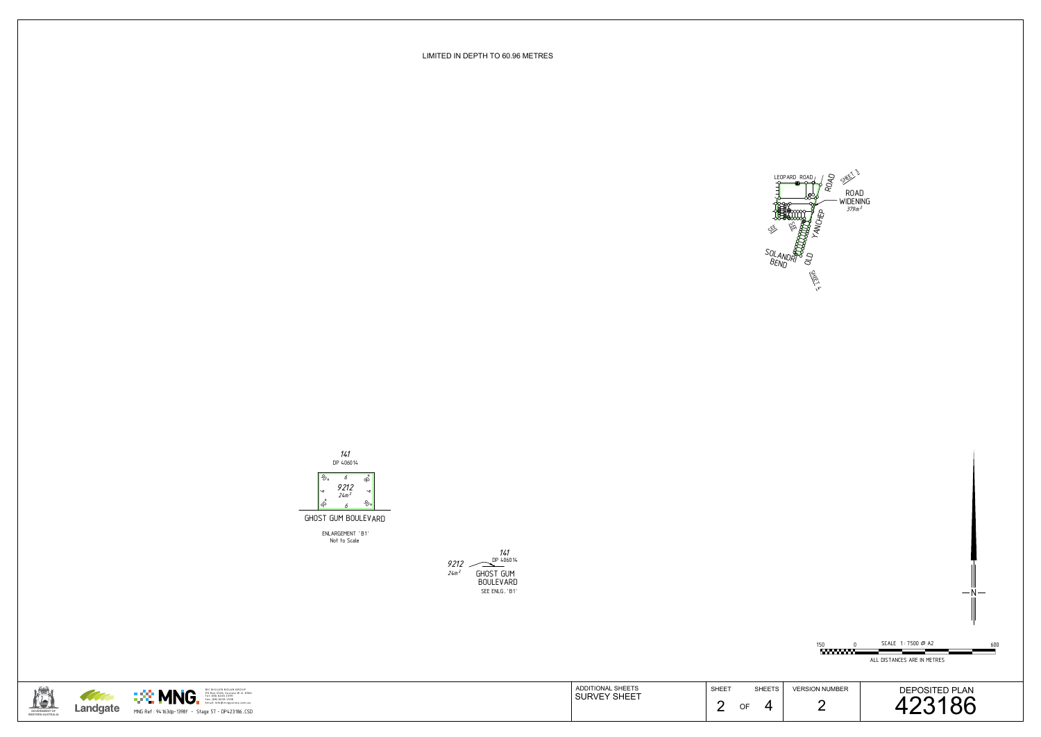LIMITED IN DEPTH TO 60.96 METRES

LEOPARD ROAD

ROAD

SHEET 3

ROAD WIDENING
379m²

SEE

SEE

YANCHEP

SOLANDRI BEND

OLD

SHEET 4

141
DP 406014

9212
24m²

GHOST GUM BOULEVARD

ENLARGEMENT 'B1'
Not to Scale

9212
24m²

141
DP 406014

GHOST GUM BOULEVARD
SEE ENLG. 'B1'

SCALE 1 : 7500 @ A2

150 0 600

ALL DISTANCES ARE IN METRES

N

MCMULLEN NOLAN GROUP
PO Box 5524, Canning Vale W.A. 6964
Tel: (08) 9436 0999
Fax: (08) 9436 0900
Email: info@mngsurvey.com.au

MNG Ref : 94163dp-1398f - Stage 57 - DP423186.CSD

| ADDITIONAL SHEETS | SHEET | SHEETS | VERSION NUMBER | DEPOSITED PLAN |
|---|---|---|---|---|
| SURVEY SHEET | 2 OF | 4 | 2 | 423186 |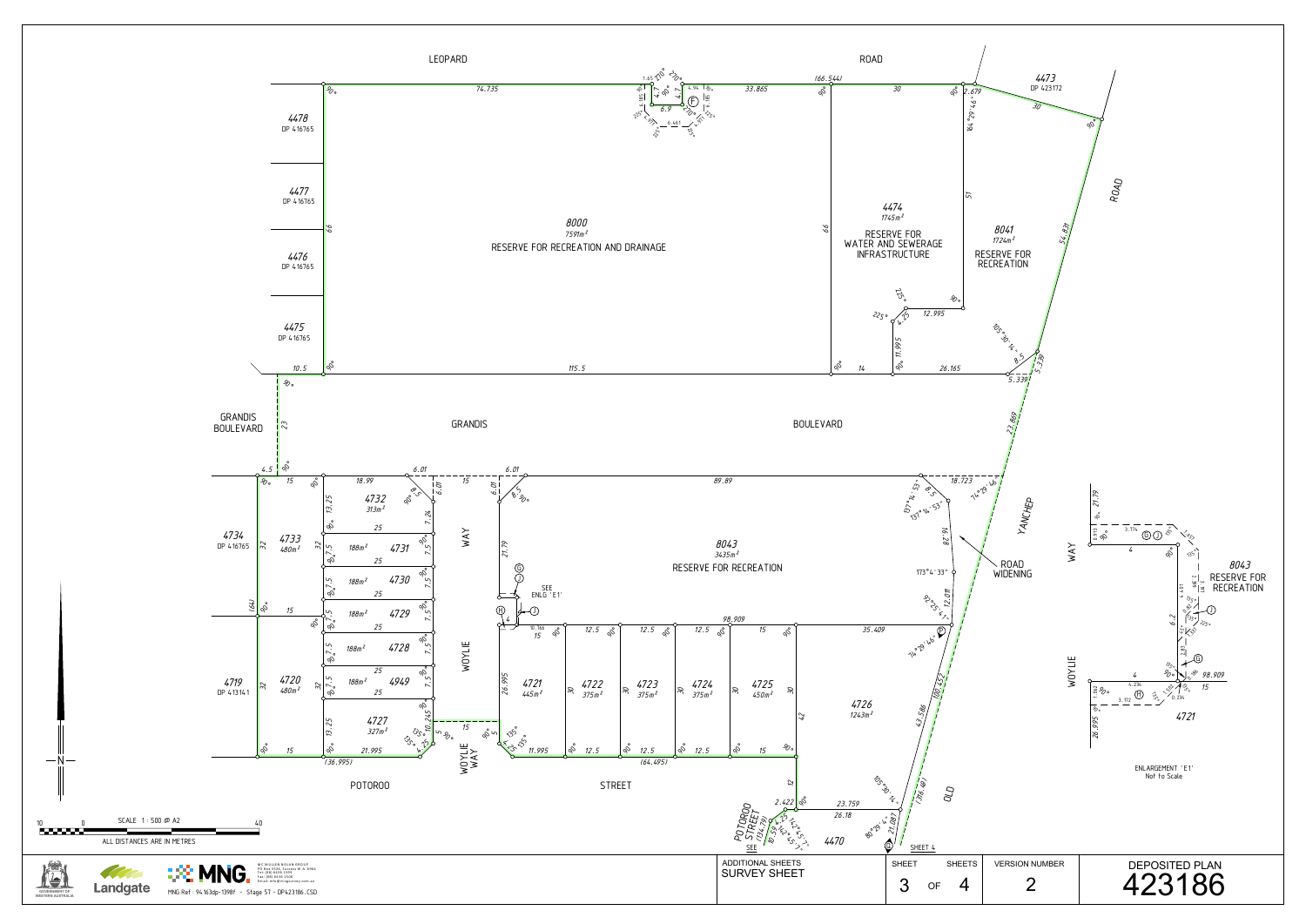LEOPARD ROAD

GRANDIS BOULEVARD

POTOROO STREET

WOYLIE WAY

YANCHEP ROAD WIDENING

OLD ROAD

4473 DP 423172

4478 DP 416765

4477 DP 416765

4476 DP 416765

4475 DP 416765

4734 DP 416765

4719 DP 413141

8000
$7591m^2$
RESERVE FOR RECREATION AND DRAINAGE

4474
$1745m^2$
RESERVE FOR WATER AND SEWERAGE INFRASTRUCTURE

8041
$1724m^2$
RESERVE FOR RECREATION

8043
$3435m^2$
RESERVE FOR RECREATION

4732 $313m^2$

4733 $480m^2$

4731 $188m^2$

4730 $188m^2$

4729 $188m^2$

4728 $188m^2$

4949 $188m^2$

4720 $480m^2$

4727 $327m^2$

4721 $445m^2$

4722 $375m^2$

4723 $375m^2$

4724 $375m^2$

4725 $450m^2$

4726 $1243m^2$

4470

SEE ENLG 'E1'

ENLARGEMENT 'E1'
Not to Scale

SCALE 1 : 500 @ A2

ALL DISTANCES ARE IN METRES

MNG Ref : 94163dp-1398f - Stage 5T - DP423186.CSD

MCMULLEN NOLAN GROUP
PO Box 5524, Sorrento W.A. 6968
Tel: (08) 6436 1599
Fax: (08) 6436 1500
Email: info@mngsurvey.com.au

| ADDITIONAL SHEETS | SHEET | SHEETS | VERSION NUMBER | DEPOSITED PLAN |
|---|---|---|---|---|
| SURVEY SHEET | 3 OF 4 | | 2 | 423186 |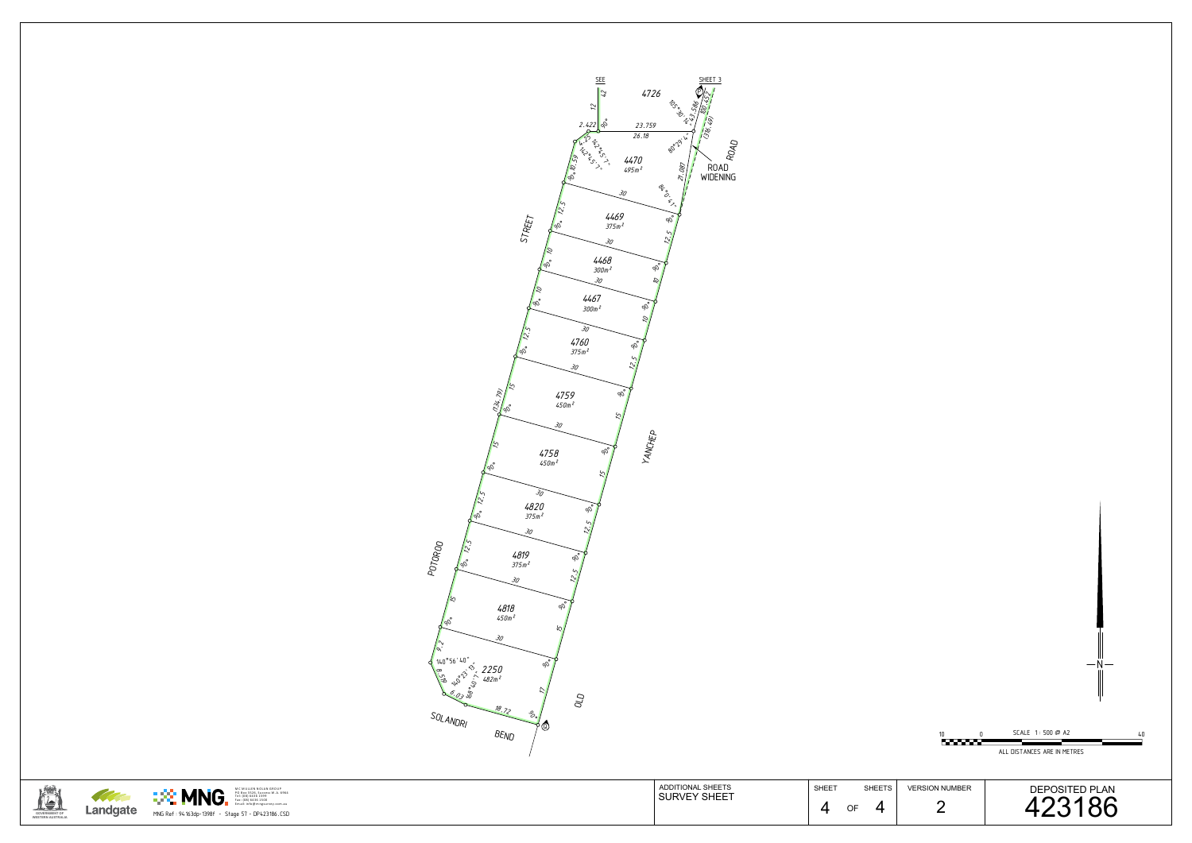SEE SHEET 3

4726

12
42
2.422
90°
23.759
26.18
105°30'14"
43.586
100.452
(316.40)
80°29'4"
71.087
84°0'41"

ROAD

ROAD WIDENING

STREET

POTOROO

YANCHEP

OLD

SOLANDRI BEND

4470
495m²

4469
375m²

4468
300m²

4467
300m²

4760
375m²

4759
450m²

4758
450m²

4820
375m²

4819
375m²

4818
450m²

2250
482m²

142°45'7"
142°45'7"
10.59
4.25

140°56'40"
140°23'13"
168°40'7"
9.2
8.59
6.03
18.72
17

(134.79)

SCALE 1: 500 @ A2

ALL DISTANCES ARE IN METRES

N

MC MULLEN NOLAN GROUP
PO Box 5526, Canning Vale W.A. 6966
Tel: (08) 6436 1599
Fax: (08) 6436 1500
Email: info@mngsurvey.com.au

MNG Ref : 94163dp-1398f - Stage 5T - DP423186.CSD

| ADDITIONAL SHEETS | SHEET | SHEETS | VERSION NUMBER | DEPOSITED PLAN |
| --- | --- | --- | --- | --- |
| SURVEY SHEET | 4 | OF 4 | 2 | 423186 |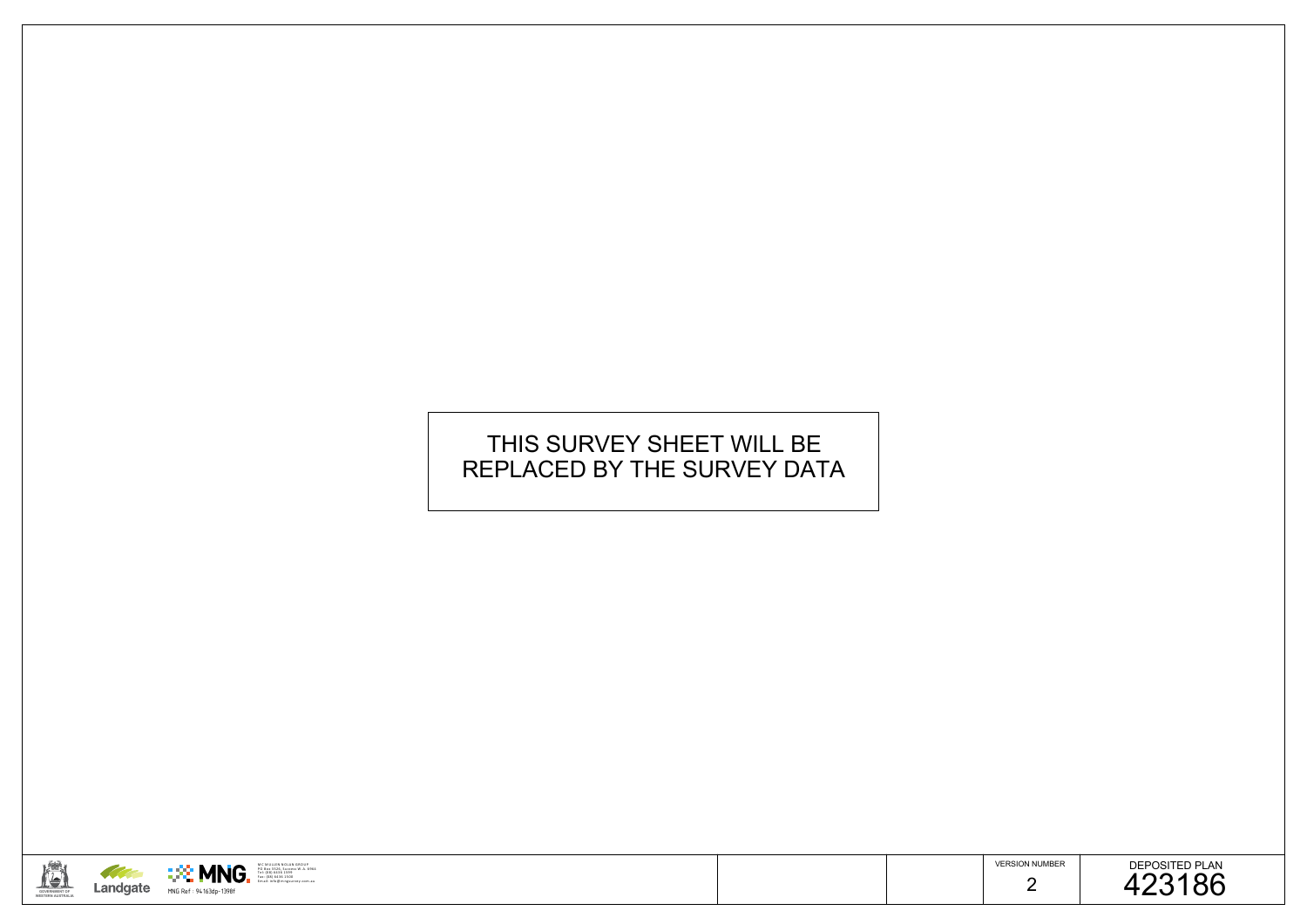THIS SURVEY SHEET WILL BE
REPLACED BY THE SURVEY DATA

GOVERNMENT OF WESTERN AUSTRALIA

Landgate

MNG

MC MULLEN NOLAN GROUP
PO Box 9526, Success W.A. 6964
Tel: (08) 6436 1599
Fax: (08) 6436 1500
Email: info@mngsurvey.com.au

MNG Ref : 94163dp-1398f

| VERSION NUMBER | DEPOSITED PLAN |
| --- | --- |
| 2 | 423186 |